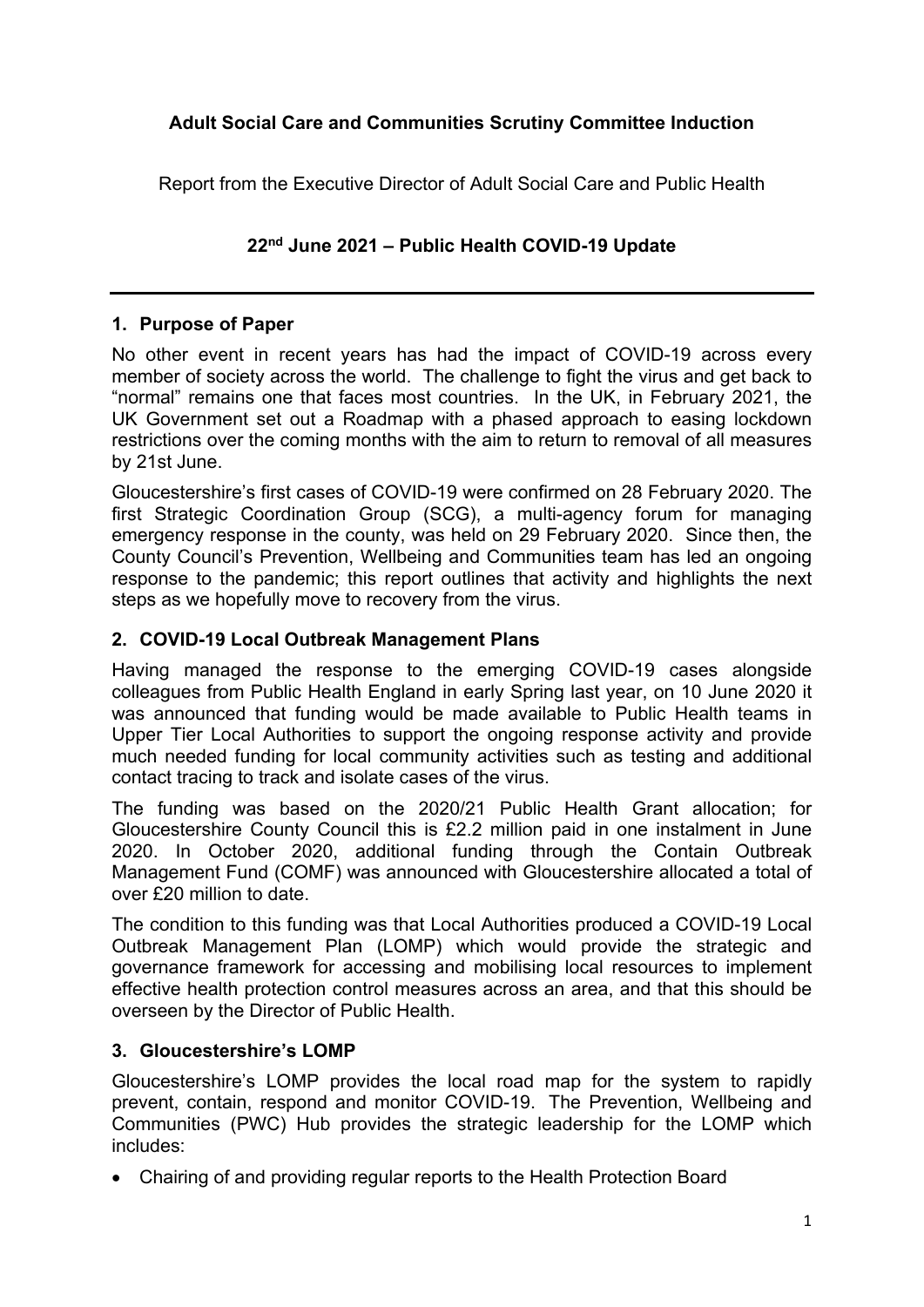**Adult Social Care and Communities Scrutiny Committee Induction**

Report from the Executive Director of Adult Social Care and Public Health

**22nd June 2021 – Public Health COVID-19 Update**

---

## 1. Purpose of Paper

No other event in recent years has had the impact of COVID-19 across every member of society across the world. The challenge to fight the virus and get back to "normal" remains one that faces most countries. In the UK, in February 2021, the UK Government set out a Roadmap with a phased approach to easing lockdown restrictions over the coming months with the aim to return to removal of all measures by 21st June.

Gloucestershire's first cases of COVID-19 were confirmed on 28 February 2020. The first Strategic Coordination Group (SCG), a multi-agency forum for managing emergency response in the county, was held on 29 February 2020. Since then, the County Council's Prevention, Wellbeing and Communities team has led an ongoing response to the pandemic; this report outlines that activity and highlights the next steps as we hopefully move to recovery from the virus.

## 2. COVID-19 Local Outbreak Management Plans

Having managed the response to the emerging COVID-19 cases alongside colleagues from Public Health England in early Spring last year, on 10 June 2020 it was announced that funding would be made available to Public Health teams in Upper Tier Local Authorities to support the ongoing response activity and provide much needed funding for local community activities such as testing and additional contact tracing to track and isolate cases of the virus.

The funding was based on the 2020/21 Public Health Grant allocation; for Gloucestershire County Council this is £2.2 million paid in one instalment in June 2020. In October 2020, additional funding through the Contain Outbreak Management Fund (COMF) was announced with Gloucestershire allocated a total of over £20 million to date.

The condition to this funding was that Local Authorities produced a COVID-19 Local Outbreak Management Plan (LOMP) which would provide the strategic and governance framework for accessing and mobilising local resources to implement effective health protection control measures across an area, and that this should be overseen by the Director of Public Health.

## 3. Gloucestershire's LOMP

Gloucestershire's LOMP provides the local road map for the system to rapidly prevent, contain, respond and monitor COVID-19. The Prevention, Wellbeing and Communities (PWC) Hub provides the strategic leadership for the LOMP which includes:

- Chairing of and providing regular reports to the Health Protection Board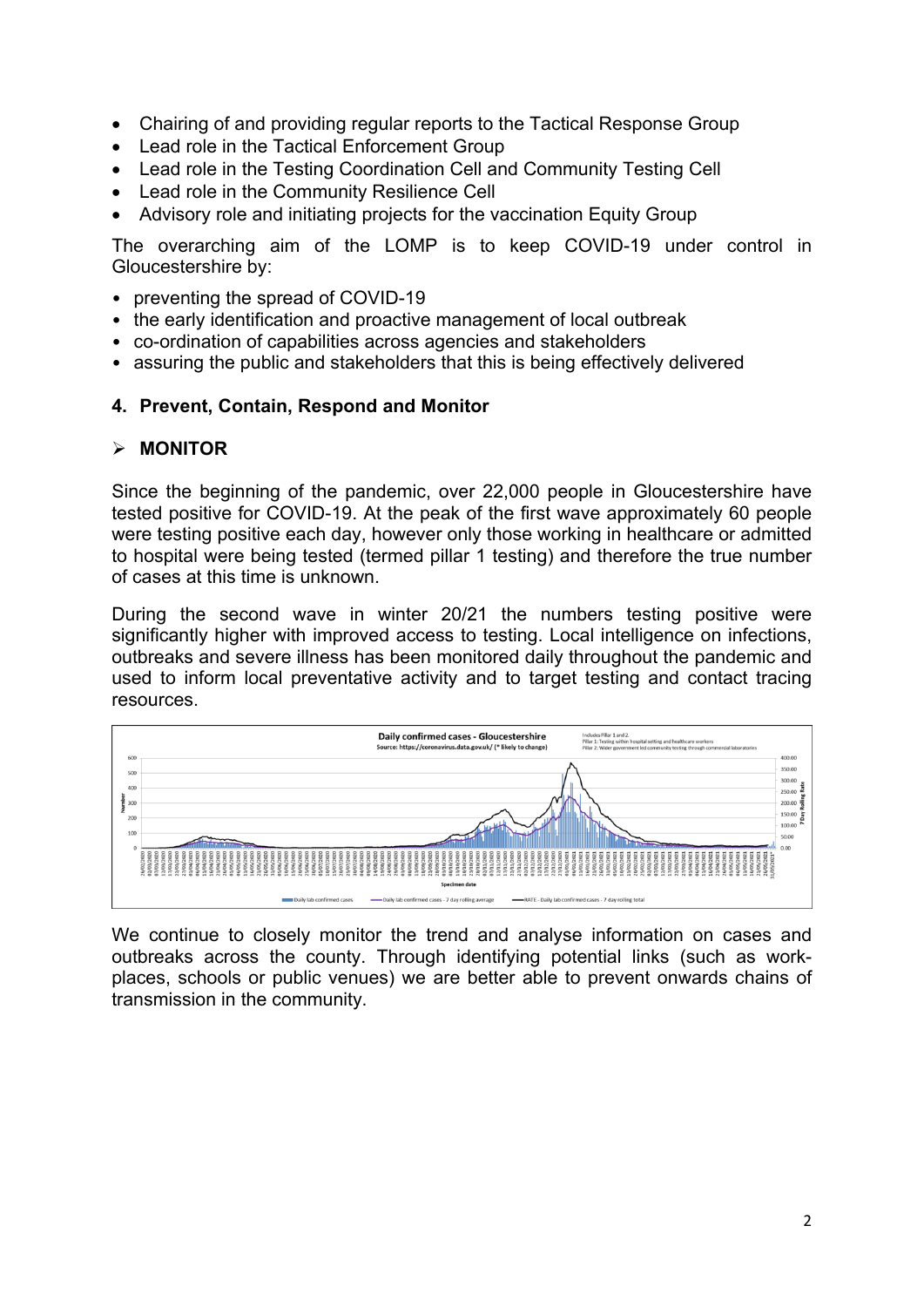- Chairing of and providing regular reports to the Tactical Response Group
- Lead role in the Tactical Enforcement Group
- Lead role in the Testing Coordination Cell and Community Testing Cell
- Lead role in the Community Resilience Cell
- Advisory role and initiating projects for the vaccination Equity Group

The overarching aim of the LOMP is to keep COVID-19 under control in Gloucestershire by:

- preventing the spread of COVID-19
- the early identification and proactive management of local outbreak
- co-ordination of capabilities across agencies and stakeholders
- assuring the public and stakeholders that this is being effectively delivered

## 4. Prevent, Contain, Respond and Monitor

### ➢ MONITOR

Since the beginning of the pandemic, over 22,000 people in Gloucestershire have tested positive for COVID-19. At the peak of the first wave approximately 60 people were testing positive each day, however only those working in healthcare or admitted to hospital were being tested (termed pillar 1 testing) and therefore the true number of cases at this time is unknown.

During the second wave in winter 20/21 the numbers testing positive were significantly higher with improved access to testing. Local intelligence on infections, outbreaks and severe illness has been monitored daily throughout the pandemic and used to inform local preventative activity and to target testing and contact tracing resources.

Daily confirmed cases - Gloucestershire
Source: https://coronavirus.data.gov.uk/ (* likely to change)
Includes Pillar 1 and 2.
Pillar 1: Testing within hospital setting and healthcare workers
Pillar 2: Wider government led community testing through commercial laboratories
Number
7 Day Rolling Rate
Specimen date
Daily lab confirmed cases
Daily lab confirmed cases - 7 day rolling average
RATE - Daily lab confirmed cases - 7 day rolling total

We continue to closely monitor the trend and analyse information on cases and outbreaks across the county. Through identifying potential links (such as work-places, schools or public venues) we are better able to prevent onwards chains of transmission in the community.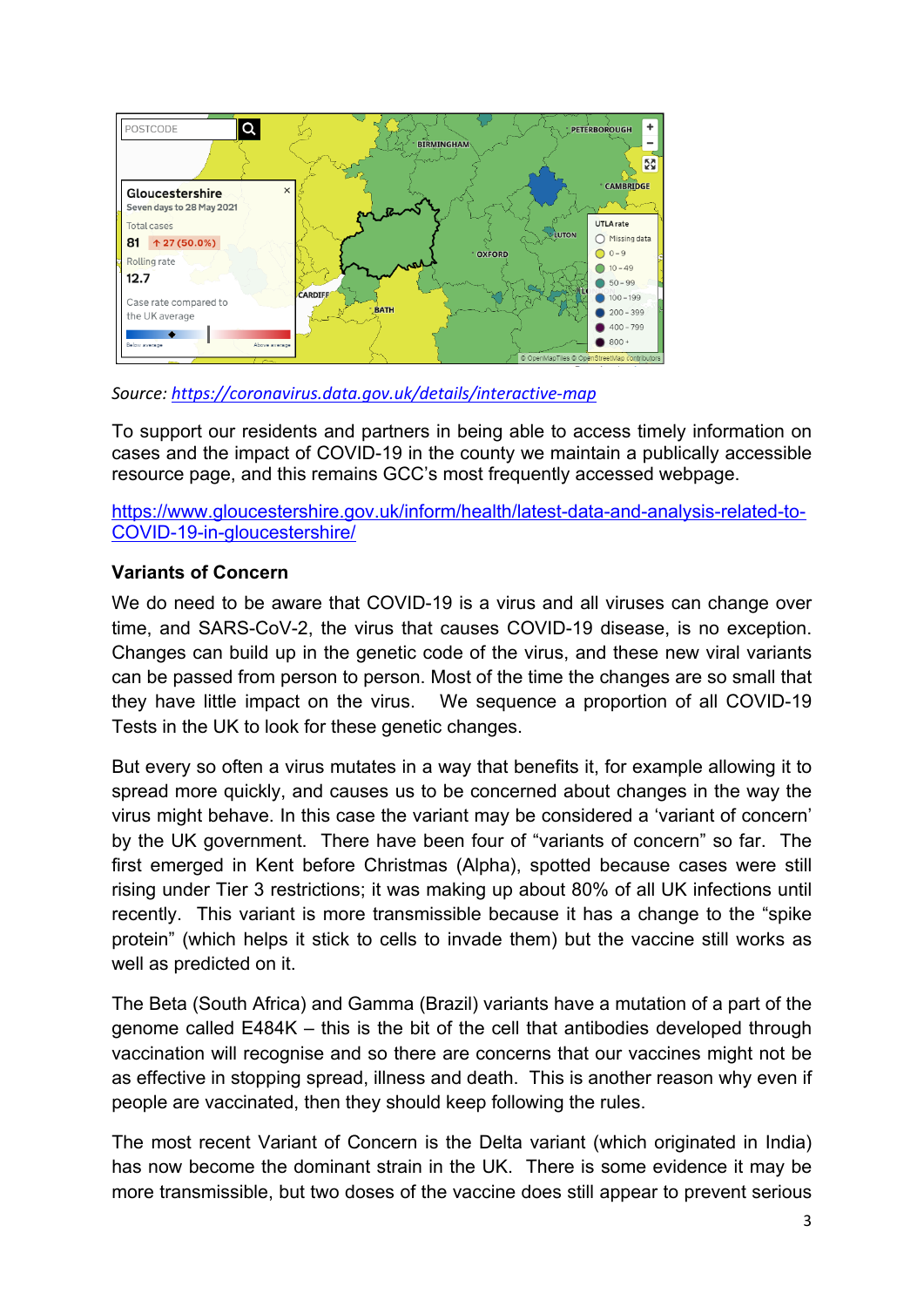POSTCODE

Gloucestershire
Seven days to 28 May 2021
Total cases
81 ↑ 27 (50.0%)
Rolling rate
12.7
Case rate compared to the UK average
Below average
Above average

BIRMINGHAM
PETERBOROUGH
CAMBRIDGE
LUTON
OXFORD
CARDIFF
BATH

UTLA rate
Missing data
0 – 9
10 – 49
50 – 99
100 – 199
200 – 399
400 – 799
800 +

© OpenMapTiles © OpenStreetMap contributors

*Source:* [*https://coronavirus.data.gov.uk/details/interactive-map*](https://coronavirus.data.gov.uk/details/interactive-map)

To support our residents and partners in being able to access timely information on cases and the impact of COVID-19 in the county we maintain a publically accessible resource page, and this remains GCC's most frequently accessed webpage.

[https://www.gloucestershire.gov.uk/inform/health/latest-data-and-analysis-related-to-COVID-19-in-gloucestershire/](https://www.gloucestershire.gov.uk/inform/health/latest-data-and-analysis-related-to-COVID-19-in-gloucestershire/)

### Variants of Concern

We do need to be aware that COVID-19 is a virus and all viruses can change over time, and SARS-CoV-2, the virus that causes COVID-19 disease, is no exception. Changes can build up in the genetic code of the virus, and these new viral variants can be passed from person to person. Most of the time the changes are so small that they have little impact on the virus. We sequence a proportion of all COVID-19 Tests in the UK to look for these genetic changes.

But every so often a virus mutates in a way that benefits it, for example allowing it to spread more quickly, and causes us to be concerned about changes in the way the virus might behave. In this case the variant may be considered a 'variant of concern' by the UK government. There have been four of "variants of concern" so far. The first emerged in Kent before Christmas (Alpha), spotted because cases were still rising under Tier 3 restrictions; it was making up about 80% of all UK infections until recently. This variant is more transmissible because it has a change to the "spike protein" (which helps it stick to cells to invade them) but the vaccine still works as well as predicted on it.

The Beta (South Africa) and Gamma (Brazil) variants have a mutation of a part of the genome called E484K – this is the bit of the cell that antibodies developed through vaccination will recognise and so there are concerns that our vaccines might not be as effective in stopping spread, illness and death. This is another reason why even if people are vaccinated, then they should keep following the rules.

The most recent Variant of Concern is the Delta variant (which originated in India) has now become the dominant strain in the UK. There is some evidence it may be more transmissible, but two doses of the vaccine does still appear to prevent serious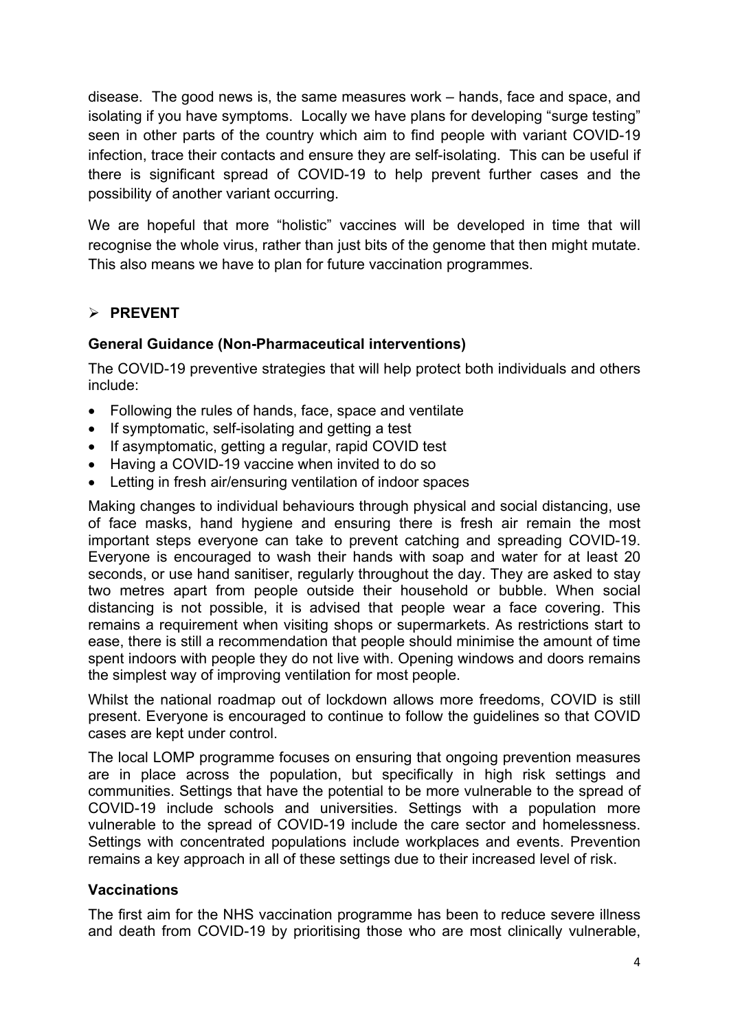disease. The good news is, the same measures work – hands, face and space, and isolating if you have symptoms. Locally we have plans for developing "surge testing" seen in other parts of the country which aim to find people with variant COVID-19 infection, trace their contacts and ensure they are self-isolating. This can be useful if there is significant spread of COVID-19 to help prevent further cases and the possibility of another variant occurring.

We are hopeful that more "holistic" vaccines will be developed in time that will recognise the whole virus, rather than just bits of the genome that then might mutate. This also means we have to plan for future vaccination programmes.

- **PREVENT**

### General Guidance (Non-Pharmaceutical interventions)

The COVID-19 preventive strategies that will help protect both individuals and others include:

- Following the rules of hands, face, space and ventilate
- If symptomatic, self-isolating and getting a test
- If asymptomatic, getting a regular, rapid COVID test
- Having a COVID-19 vaccine when invited to do so
- Letting in fresh air/ensuring ventilation of indoor spaces

Making changes to individual behaviours through physical and social distancing, use of face masks, hand hygiene and ensuring there is fresh air remain the most important steps everyone can take to prevent catching and spreading COVID-19. Everyone is encouraged to wash their hands with soap and water for at least 20 seconds, or use hand sanitiser, regularly throughout the day. They are asked to stay two metres apart from people outside their household or bubble. When social distancing is not possible, it is advised that people wear a face covering. This remains a requirement when visiting shops or supermarkets. As restrictions start to ease, there is still a recommendation that people should minimise the amount of time spent indoors with people they do not live with. Opening windows and doors remains the simplest way of improving ventilation for most people.

Whilst the national roadmap out of lockdown allows more freedoms, COVID is still present. Everyone is encouraged to continue to follow the guidelines so that COVID cases are kept under control.

The local LOMP programme focuses on ensuring that ongoing prevention measures are in place across the population, but specifically in high risk settings and communities. Settings that have the potential to be more vulnerable to the spread of COVID-19 include schools and universities. Settings with a population more vulnerable to the spread of COVID-19 include the care sector and homelessness. Settings with concentrated populations include workplaces and events. Prevention remains a key approach in all of these settings due to their increased level of risk.

### Vaccinations

The first aim for the NHS vaccination programme has been to reduce severe illness and death from COVID-19 by prioritising those who are most clinically vulnerable,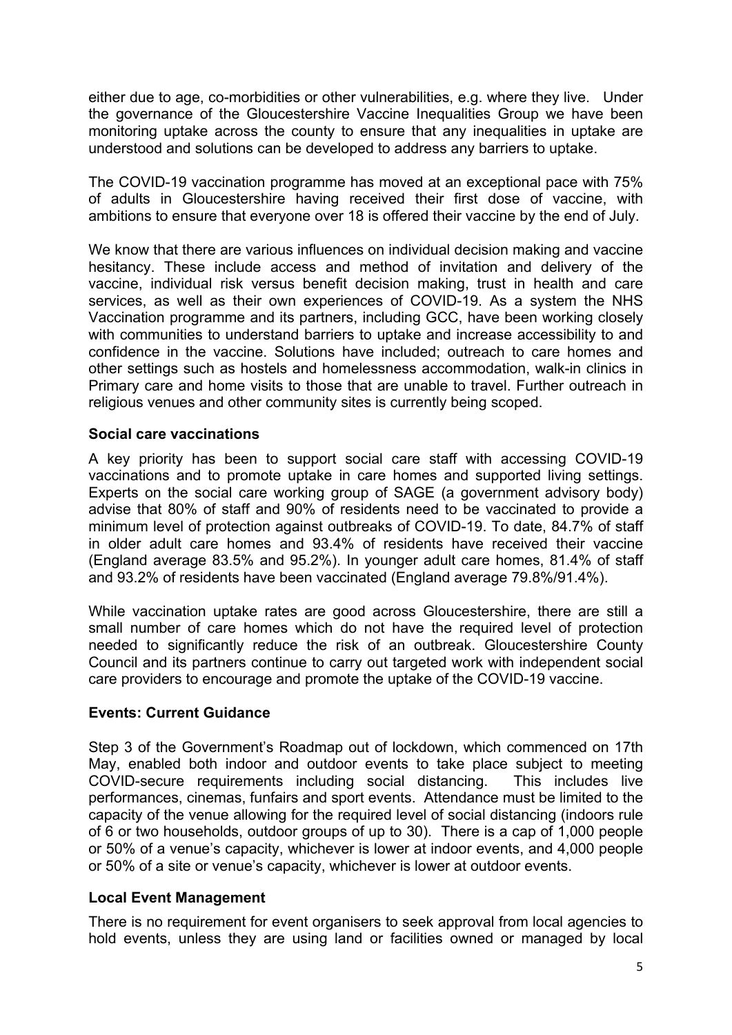either due to age, co-morbidities or other vulnerabilities, e.g. where they live. Under the governance of the Gloucestershire Vaccine Inequalities Group we have been monitoring uptake across the county to ensure that any inequalities in uptake are understood and solutions can be developed to address any barriers to uptake.

The COVID-19 vaccination programme has moved at an exceptional pace with 75% of adults in Gloucestershire having received their first dose of vaccine, with ambitions to ensure that everyone over 18 is offered their vaccine by the end of July.

We know that there are various influences on individual decision making and vaccine hesitancy. These include access and method of invitation and delivery of the vaccine, individual risk versus benefit decision making, trust in health and care services, as well as their own experiences of COVID-19. As a system the NHS Vaccination programme and its partners, including GCC, have been working closely with communities to understand barriers to uptake and increase accessibility to and confidence in the vaccine. Solutions have included; outreach to care homes and other settings such as hostels and homelessness accommodation, walk-in clinics in Primary care and home visits to those that are unable to travel. Further outreach in religious venues and other community sites is currently being scoped.

**Social care vaccinations**

A key priority has been to support social care staff with accessing COVID-19 vaccinations and to promote uptake in care homes and supported living settings. Experts on the social care working group of SAGE (a government advisory body) advise that 80% of staff and 90% of residents need to be vaccinated to provide a minimum level of protection against outbreaks of COVID-19. To date, 84.7% of staff in older adult care homes and 93.4% of residents have received their vaccine (England average 83.5% and 95.2%). In younger adult care homes, 81.4% of staff and 93.2% of residents have been vaccinated (England average 79.8%/91.4%).

While vaccination uptake rates are good across Gloucestershire, there are still a small number of care homes which do not have the required level of protection needed to significantly reduce the risk of an outbreak. Gloucestershire County Council and its partners continue to carry out targeted work with independent social care providers to encourage and promote the uptake of the COVID-19 vaccine.

**Events: Current Guidance**

Step 3 of the Government's Roadmap out of lockdown, which commenced on 17th May, enabled both indoor and outdoor events to take place subject to meeting COVID-secure requirements including social distancing. This includes live performances, cinemas, funfairs and sport events. Attendance must be limited to the capacity of the venue allowing for the required level of social distancing (indoors rule of 6 or two households, outdoor groups of up to 30). There is a cap of 1,000 people or 50% of a venue's capacity, whichever is lower at indoor events, and 4,000 people or 50% of a site or venue's capacity, whichever is lower at outdoor events.

**Local Event Management**

There is no requirement for event organisers to seek approval from local agencies to hold events, unless they are using land or facilities owned or managed by local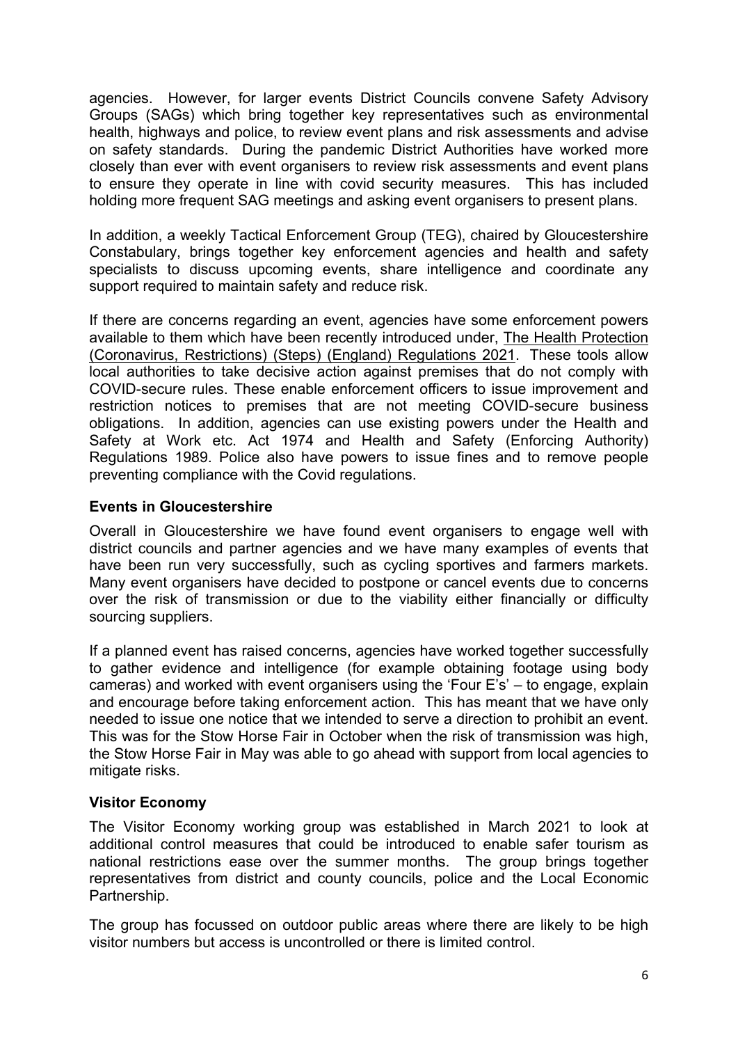agencies. However, for larger events District Councils convene Safety Advisory Groups (SAGs) which bring together key representatives such as environmental health, highways and police, to review event plans and risk assessments and advise on safety standards. During the pandemic District Authorities have worked more closely than ever with event organisers to review risk assessments and event plans to ensure they operate in line with covid security measures. This has included holding more frequent SAG meetings and asking event organisers to present plans.

In addition, a weekly Tactical Enforcement Group (TEG), chaired by Gloucestershire Constabulary, brings together key enforcement agencies and health and safety specialists to discuss upcoming events, share intelligence and coordinate any support required to maintain safety and reduce risk.

If there are concerns regarding an event, agencies have some enforcement powers available to them which have been recently introduced under, The Health Protection (Coronavirus, Restrictions) (Steps) (England) Regulations 2021. These tools allow local authorities to take decisive action against premises that do not comply with COVID-secure rules. These enable enforcement officers to issue improvement and restriction notices to premises that are not meeting COVID-secure business obligations. In addition, agencies can use existing powers under the Health and Safety at Work etc. Act 1974 and Health and Safety (Enforcing Authority) Regulations 1989. Police also have powers to issue fines and to remove people preventing compliance with the Covid regulations.

**Events in Gloucestershire**

Overall in Gloucestershire we have found event organisers to engage well with district councils and partner agencies and we have many examples of events that have been run very successfully, such as cycling sportives and farmers markets. Many event organisers have decided to postpone or cancel events due to concerns over the risk of transmission or due to the viability either financially or difficulty sourcing suppliers.

If a planned event has raised concerns, agencies have worked together successfully to gather evidence and intelligence (for example obtaining footage using body cameras) and worked with event organisers using the 'Four E's' – to engage, explain and encourage before taking enforcement action. This has meant that we have only needed to issue one notice that we intended to serve a direction to prohibit an event. This was for the Stow Horse Fair in October when the risk of transmission was high, the Stow Horse Fair in May was able to go ahead with support from local agencies to mitigate risks.

**Visitor Economy**

The Visitor Economy working group was established in March 2021 to look at additional control measures that could be introduced to enable safer tourism as national restrictions ease over the summer months. The group brings together representatives from district and county councils, police and the Local Economic Partnership.

The group has focussed on outdoor public areas where there are likely to be high visitor numbers but access is uncontrolled or there is limited control.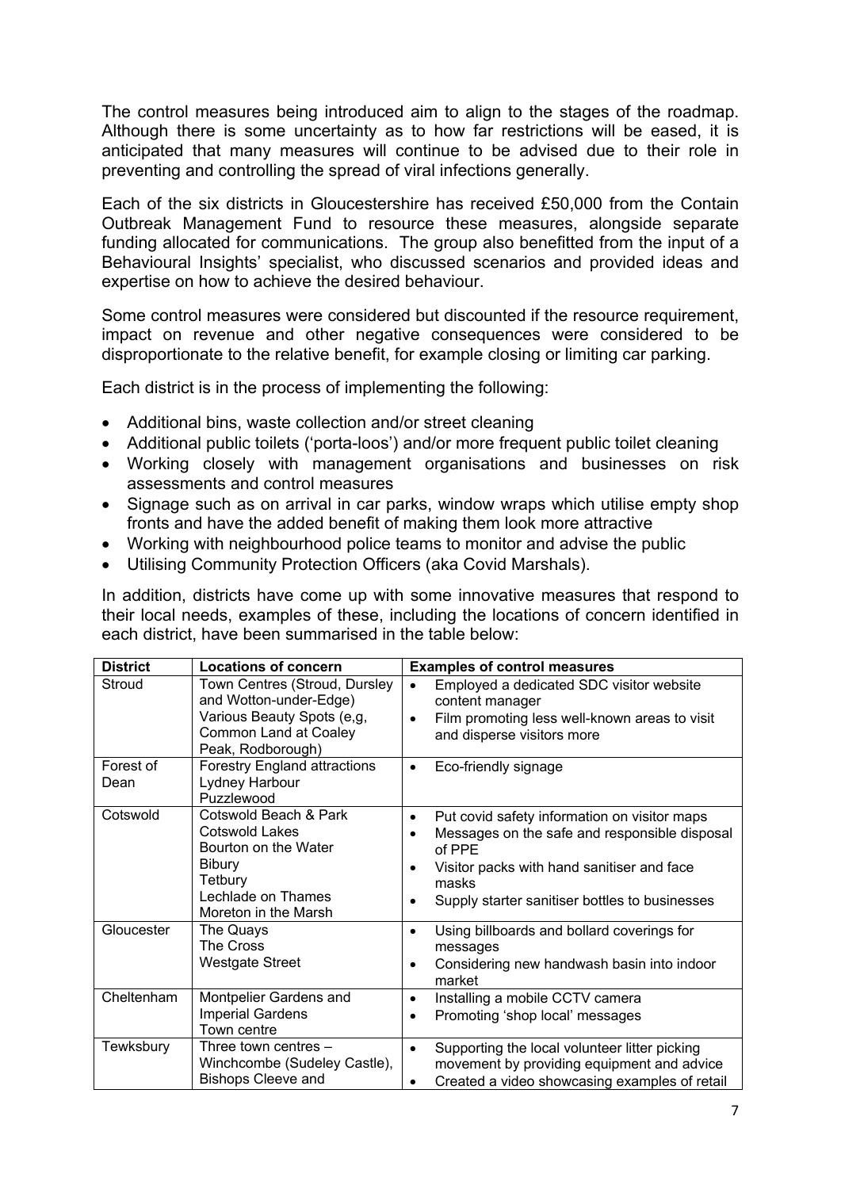The control measures being introduced aim to align to the stages of the roadmap. Although there is some uncertainty as to how far restrictions will be eased, it is anticipated that many measures will continue to be advised due to their role in preventing and controlling the spread of viral infections generally.

Each of the six districts in Gloucestershire has received £50,000 from the Contain Outbreak Management Fund to resource these measures, alongside separate funding allocated for communications. The group also benefitted from the input of a Behavioural Insights' specialist, who discussed scenarios and provided ideas and expertise on how to achieve the desired behaviour.

Some control measures were considered but discounted if the resource requirement, impact on revenue and other negative consequences were considered to be disproportionate to the relative benefit, for example closing or limiting car parking.

Each district is in the process of implementing the following:

- Additional bins, waste collection and/or street cleaning
- Additional public toilets ('porta-loos') and/or more frequent public toilet cleaning
- Working closely with management organisations and businesses on risk assessments and control measures
- Signage such as on arrival in car parks, window wraps which utilise empty shop fronts and have the added benefit of making them look more attractive
- Working with neighbourhood police teams to monitor and advise the public
- Utilising Community Protection Officers (aka Covid Marshals).

In addition, districts have come up with some innovative measures that respond to their local needs, examples of these, including the locations of concern identified in each district, have been summarised in the table below:

| District | Locations of concern | Examples of control measures |
|---|---|---|
| Stroud | Town Centres (Stroud, Dursley and Wotton-under-Edge)<br>Various Beauty Spots (e,g, Common Land at Coaley Peak, Rodborough) | • Employed a dedicated SDC visitor website content manager<br>• Film promoting less well-known areas to visit and disperse visitors more |
| Forest of Dean | Forestry England attractions<br>Lydney Harbour<br>Puzzlewood | • Eco-friendly signage |
| Cotswold | Cotswold Beach & Park<br>Cotswold Lakes<br>Bourton on the Water<br>Bibury<br>Tetbury<br>Lechlade on Thames<br>Moreton in the Marsh | • Put covid safety information on visitor maps<br>• Messages on the safe and responsible disposal of PPE<br>• Visitor packs with hand sanitiser and face masks<br>• Supply starter sanitiser bottles to businesses |
| Gloucester | The Quays<br>The Cross<br>Westgate Street | • Using billboards and bollard coverings for messages<br>• Considering new handwash basin into indoor market |
| Cheltenham | Montpelier Gardens and Imperial Gardens<br>Town centre | • Installing a mobile CCTV camera<br>• Promoting 'shop local' messages |
| Tewksbury | Three town centres – Winchcombe (Sudeley Castle), Bishops Cleeve and | • Supporting the local volunteer litter picking movement by providing equipment and advice<br>• Created a video showcasing examples of retail |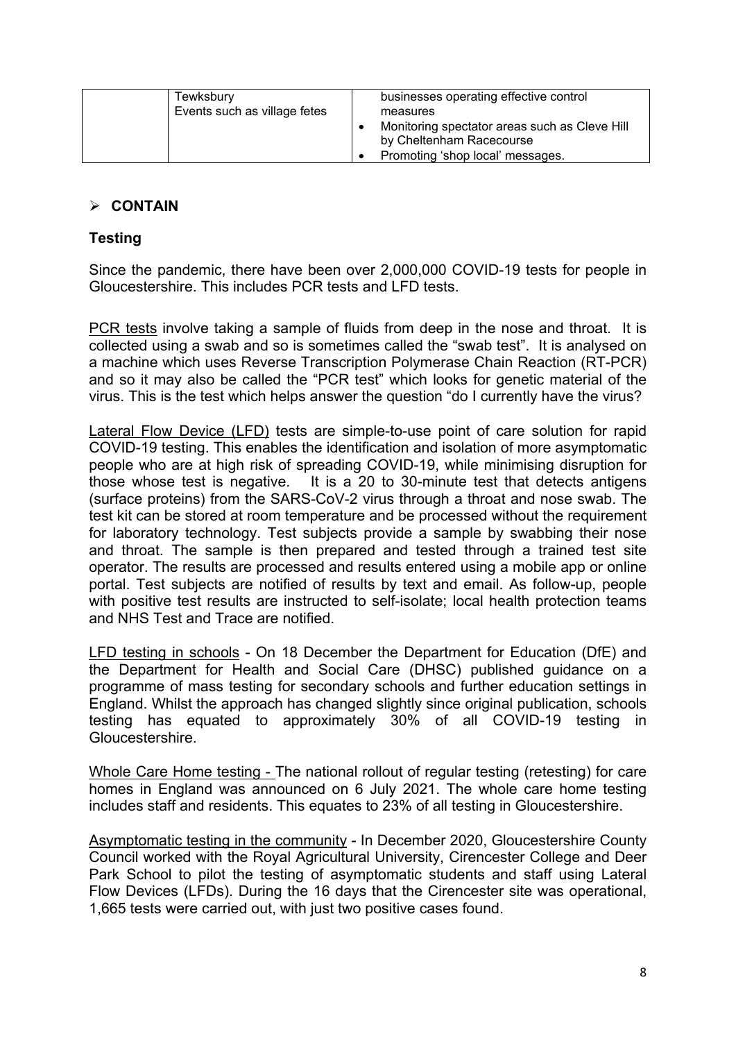| | | |
|---|---|---|
| | Tewksbury<br>Events such as village fetes | businesses operating effective control measures<br>• Monitoring spectator areas such as Cleve Hill by Cheltenham Racecourse<br>• Promoting 'shop local' messages. |

- **CONTAIN**

## Testing

Since the pandemic, there have been over 2,000,000 COVID-19 tests for people in Gloucestershire. This includes PCR tests and LFD tests.

PCR tests involve taking a sample of fluids from deep in the nose and throat. It is collected using a swab and so is sometimes called the "swab test". It is analysed on a machine which uses Reverse Transcription Polymerase Chain Reaction (RT-PCR) and so it may also be called the "PCR test" which looks for genetic material of the virus. This is the test which helps answer the question "do I currently have the virus?

Lateral Flow Device (LFD) tests are simple-to-use point of care solution for rapid COVID-19 testing. This enables the identification and isolation of more asymptomatic people who are at high risk of spreading COVID-19, while minimising disruption for those whose test is negative. It is a 20 to 30-minute test that detects antigens (surface proteins) from the SARS-CoV-2 virus through a throat and nose swab. The test kit can be stored at room temperature and be processed without the requirement for laboratory technology. Test subjects provide a sample by swabbing their nose and throat. The sample is then prepared and tested through a trained test site operator. The results are processed and results entered using a mobile app or online portal. Test subjects are notified of results by text and email. As follow-up, people with positive test results are instructed to self-isolate; local health protection teams and NHS Test and Trace are notified.

LFD testing in schools - On 18 December the Department for Education (DfE) and the Department for Health and Social Care (DHSC) published guidance on a programme of mass testing for secondary schools and further education settings in England. Whilst the approach has changed slightly since original publication, schools testing has equated to approximately 30% of all COVID-19 testing in Gloucestershire.

Whole Care Home testing - The national rollout of regular testing (retesting) for care homes in England was announced on 6 July 2021. The whole care home testing includes staff and residents. This equates to 23% of all testing in Gloucestershire.

Asymptomatic testing in the community - In December 2020, Gloucestershire County Council worked with the Royal Agricultural University, Cirencester College and Deer Park School to pilot the testing of asymptomatic students and staff using Lateral Flow Devices (LFDs). During the 16 days that the Cirencester site was operational, 1,665 tests were carried out, with just two positive cases found.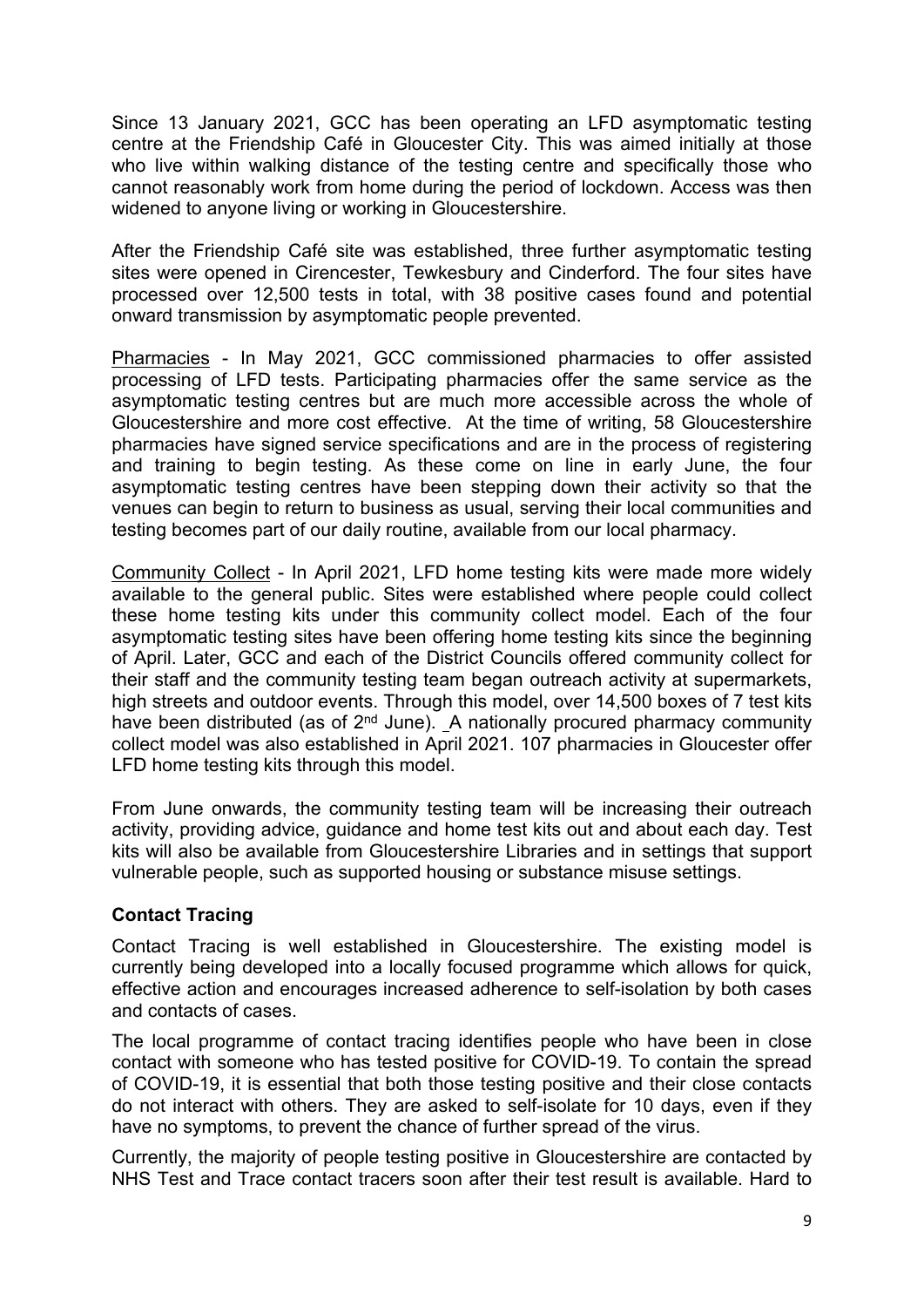Since 13 January 2021, GCC has been operating an LFD asymptomatic testing centre at the Friendship Café in Gloucester City. This was aimed initially at those who live within walking distance of the testing centre and specifically those who cannot reasonably work from home during the period of lockdown. Access was then widened to anyone living or working in Gloucestershire.

After the Friendship Café site was established, three further asymptomatic testing sites were opened in Cirencester, Tewkesbury and Cinderford. The four sites have processed over 12,500 tests in total, with 38 positive cases found and potential onward transmission by asymptomatic people prevented.

Pharmacies - In May 2021, GCC commissioned pharmacies to offer assisted processing of LFD tests. Participating pharmacies offer the same service as the asymptomatic testing centres but are much more accessible across the whole of Gloucestershire and more cost effective. At the time of writing, 58 Gloucestershire pharmacies have signed service specifications and are in the process of registering and training to begin testing. As these come on line in early June, the four asymptomatic testing centres have been stepping down their activity so that the venues can begin to return to business as usual, serving their local communities and testing becomes part of our daily routine, available from our local pharmacy.

Community Collect - In April 2021, LFD home testing kits were made more widely available to the general public. Sites were established where people could collect these home testing kits under this community collect model. Each of the four asymptomatic testing sites have been offering home testing kits since the beginning of April. Later, GCC and each of the District Councils offered community collect for their staff and the community testing team began outreach activity at supermarkets, high streets and outdoor events. Through this model, over 14,500 boxes of 7 test kits have been distributed (as of 2nd June). A nationally procured pharmacy community collect model was also established in April 2021. 107 pharmacies in Gloucester offer LFD home testing kits through this model.

From June onwards, the community testing team will be increasing their outreach activity, providing advice, guidance and home test kits out and about each day. Test kits will also be available from Gloucestershire Libraries and in settings that support vulnerable people, such as supported housing or substance misuse settings.

## Contact Tracing

Contact Tracing is well established in Gloucestershire. The existing model is currently being developed into a locally focused programme which allows for quick, effective action and encourages increased adherence to self-isolation by both cases and contacts of cases.

The local programme of contact tracing identifies people who have been in close contact with someone who has tested positive for COVID-19. To contain the spread of COVID-19, it is essential that both those testing positive and their close contacts do not interact with others. They are asked to self-isolate for 10 days, even if they have no symptoms, to prevent the chance of further spread of the virus.

Currently, the majority of people testing positive in Gloucestershire are contacted by NHS Test and Trace contact tracers soon after their test result is available. Hard to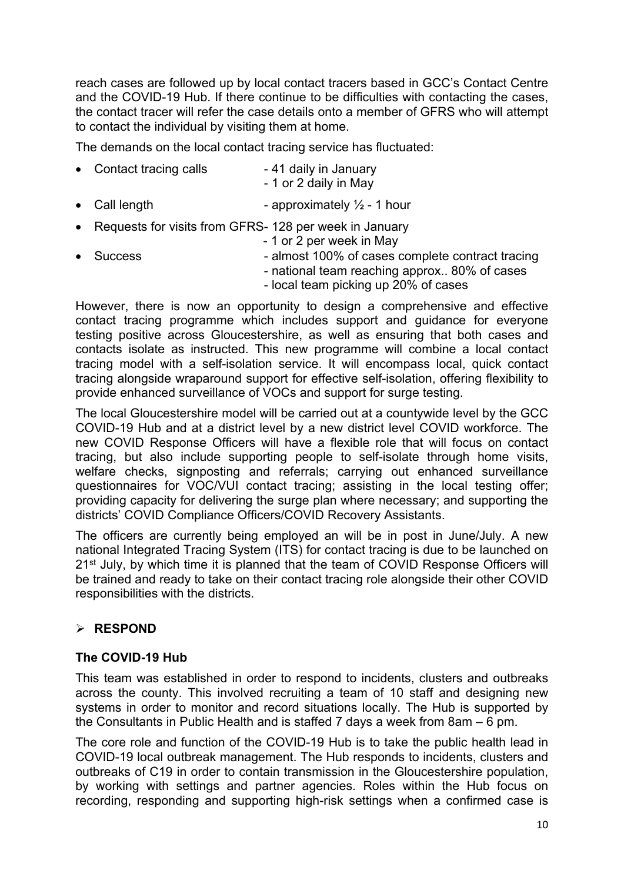reach cases are followed up by local contact tracers based in GCC's Contact Centre and the COVID-19 Hub. If there continue to be difficulties with contacting the cases, the contact tracer will refer the case details onto a member of GFRS who will attempt to contact the individual by visiting them at home.

The demands on the local contact tracing service has fluctuated:

- Contact tracing calls - 41 daily in January
  - 1 or 2 daily in May
- Call length - approximately ½ - 1 hour
- Requests for visits from GFRS- 128 per week in January
  - 1 or 2 per week in May
- Success - almost 100% of cases complete contract tracing
  - national team reaching approx.. 80% of cases
  - local team picking up 20% of cases

However, there is now an opportunity to design a comprehensive and effective contact tracing programme which includes support and guidance for everyone testing positive across Gloucestershire, as well as ensuring that both cases and contacts isolate as instructed. This new programme will combine a local contact tracing model with a self-isolation service. It will encompass local, quick contact tracing alongside wraparound support for effective self-isolation, offering flexibility to provide enhanced surveillance of VOCs and support for surge testing.

The local Gloucestershire model will be carried out at a countywide level by the GCC COVID-19 Hub and at a district level by a new district level COVID workforce. The new COVID Response Officers will have a flexible role that will focus on contact tracing, but also include supporting people to self-isolate through home visits, welfare checks, signposting and referrals; carrying out enhanced surveillance questionnaires for VOC/VUI contact tracing; assisting in the local testing offer; providing capacity for delivering the surge plan where necessary; and supporting the districts' COVID Compliance Officers/COVID Recovery Assistants.

The officers are currently being employed an will be in post in June/July. A new national Integrated Tracing System (ITS) for contact tracing is due to be launched on 21st July, by which time it is planned that the team of COVID Response Officers will be trained and ready to take on their contact tracing role alongside their other COVID responsibilities with the districts.

## ➢ RESPOND

### The COVID-19 Hub

This team was established in order to respond to incidents, clusters and outbreaks across the county. This involved recruiting a team of 10 staff and designing new systems in order to monitor and record situations locally. The Hub is supported by the Consultants in Public Health and is staffed 7 days a week from 8am – 6 pm.

The core role and function of the COVID-19 Hub is to take the public health lead in COVID-19 local outbreak management. The Hub responds to incidents, clusters and outbreaks of C19 in order to contain transmission in the Gloucestershire population, by working with settings and partner agencies. Roles within the Hub focus on recording, responding and supporting high-risk settings when a confirmed case is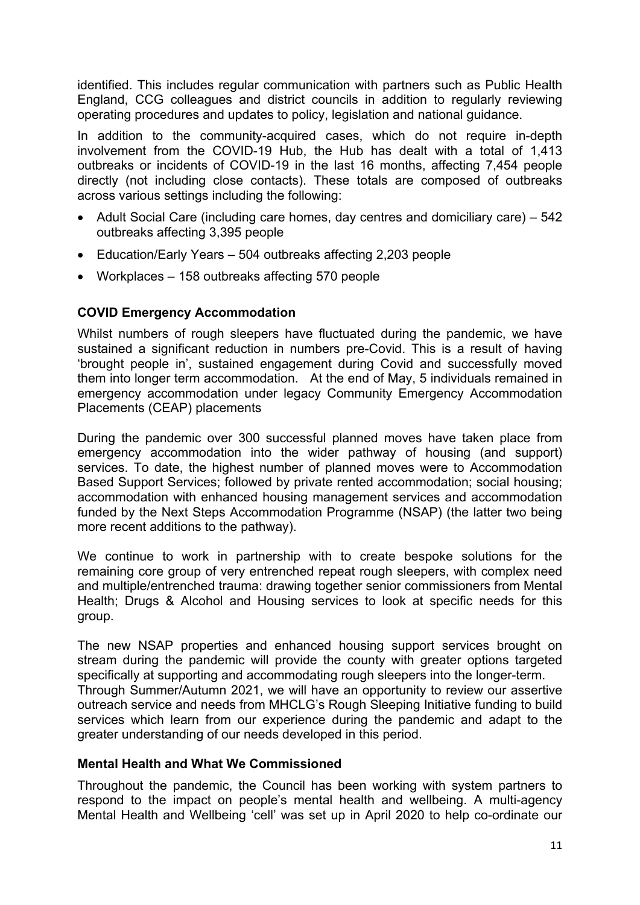identified. This includes regular communication with partners such as Public Health England, CCG colleagues and district councils in addition to regularly reviewing operating procedures and updates to policy, legislation and national guidance.

In addition to the community-acquired cases, which do not require in-depth involvement from the COVID-19 Hub, the Hub has dealt with a total of 1,413 outbreaks or incidents of COVID-19 in the last 16 months, affecting 7,454 people directly (not including close contacts). These totals are composed of outbreaks across various settings including the following:

- Adult Social Care (including care homes, day centres and domiciliary care) – 542 outbreaks affecting 3,395 people
- Education/Early Years – 504 outbreaks affecting 2,203 people
- Workplaces – 158 outbreaks affecting 570 people

**COVID Emergency Accommodation**

Whilst numbers of rough sleepers have fluctuated during the pandemic, we have sustained a significant reduction in numbers pre-Covid. This is a result of having 'brought people in', sustained engagement during Covid and successfully moved them into longer term accommodation. At the end of May, 5 individuals remained in emergency accommodation under legacy Community Emergency Accommodation Placements (CEAP) placements

During the pandemic over 300 successful planned moves have taken place from emergency accommodation into the wider pathway of housing (and support) services. To date, the highest number of planned moves were to Accommodation Based Support Services; followed by private rented accommodation; social housing; accommodation with enhanced housing management services and accommodation funded by the Next Steps Accommodation Programme (NSAP) (the latter two being more recent additions to the pathway).

We continue to work in partnership with to create bespoke solutions for the remaining core group of very entrenched repeat rough sleepers, with complex need and multiple/entrenched trauma: drawing together senior commissioners from Mental Health; Drugs & Alcohol and Housing services to look at specific needs for this group.

The new NSAP properties and enhanced housing support services brought on stream during the pandemic will provide the county with greater options targeted specifically at supporting and accommodating rough sleepers into the longer-term.
Through Summer/Autumn 2021, we will have an opportunity to review our assertive outreach service and needs from MHCLG's Rough Sleeping Initiative funding to build services which learn from our experience during the pandemic and adapt to the greater understanding of our needs developed in this period.

**Mental Health and What We Commissioned**

Throughout the pandemic, the Council has been working with system partners to respond to the impact on people's mental health and wellbeing. A multi-agency Mental Health and Wellbeing 'cell' was set up in April 2020 to help co-ordinate our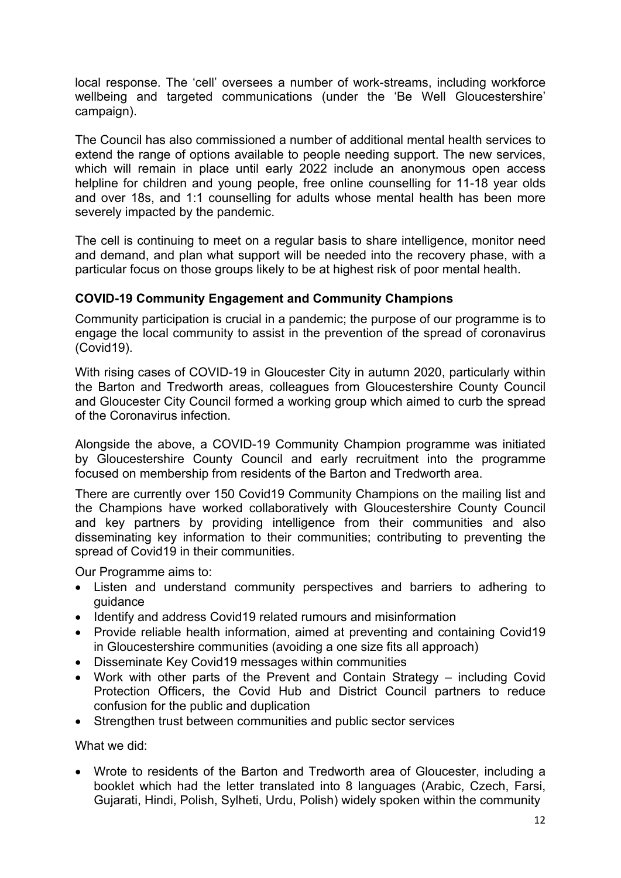local response. The 'cell' oversees a number of work-streams, including workforce wellbeing and targeted communications (under the 'Be Well Gloucestershire' campaign).

The Council has also commissioned a number of additional mental health services to extend the range of options available to people needing support. The new services, which will remain in place until early 2022 include an anonymous open access helpline for children and young people, free online counselling for 11-18 year olds and over 18s, and 1:1 counselling for adults whose mental health has been more severely impacted by the pandemic.

The cell is continuing to meet on a regular basis to share intelligence, monitor need and demand, and plan what support will be needed into the recovery phase, with a particular focus on those groups likely to be at highest risk of poor mental health.

**COVID-19 Community Engagement and Community Champions**

Community participation is crucial in a pandemic; the purpose of our programme is to engage the local community to assist in the prevention of the spread of coronavirus (Covid19).

With rising cases of COVID-19 in Gloucester City in autumn 2020, particularly within the Barton and Tredworth areas, colleagues from Gloucestershire County Council and Gloucester City Council formed a working group which aimed to curb the spread of the Coronavirus infection.

Alongside the above, a COVID-19 Community Champion programme was initiated by Gloucestershire County Council and early recruitment into the programme focused on membership from residents of the Barton and Tredworth area.

There are currently over 150 Covid19 Community Champions on the mailing list and the Champions have worked collaboratively with Gloucestershire County Council and key partners by providing intelligence from their communities and also disseminating key information to their communities; contributing to preventing the spread of Covid19 in their communities.

Our Programme aims to:

- Listen and understand community perspectives and barriers to adhering to guidance
- Identify and address Covid19 related rumours and misinformation
- Provide reliable health information, aimed at preventing and containing Covid19 in Gloucestershire communities (avoiding a one size fits all approach)
- Disseminate Key Covid19 messages within communities
- Work with other parts of the Prevent and Contain Strategy – including Covid Protection Officers, the Covid Hub and District Council partners to reduce confusion for the public and duplication
- Strengthen trust between communities and public sector services

What we did:

- Wrote to residents of the Barton and Tredworth area of Gloucester, including a booklet which had the letter translated into 8 languages (Arabic, Czech, Farsi, Gujarati, Hindi, Polish, Sylheti, Urdu, Polish) widely spoken within the community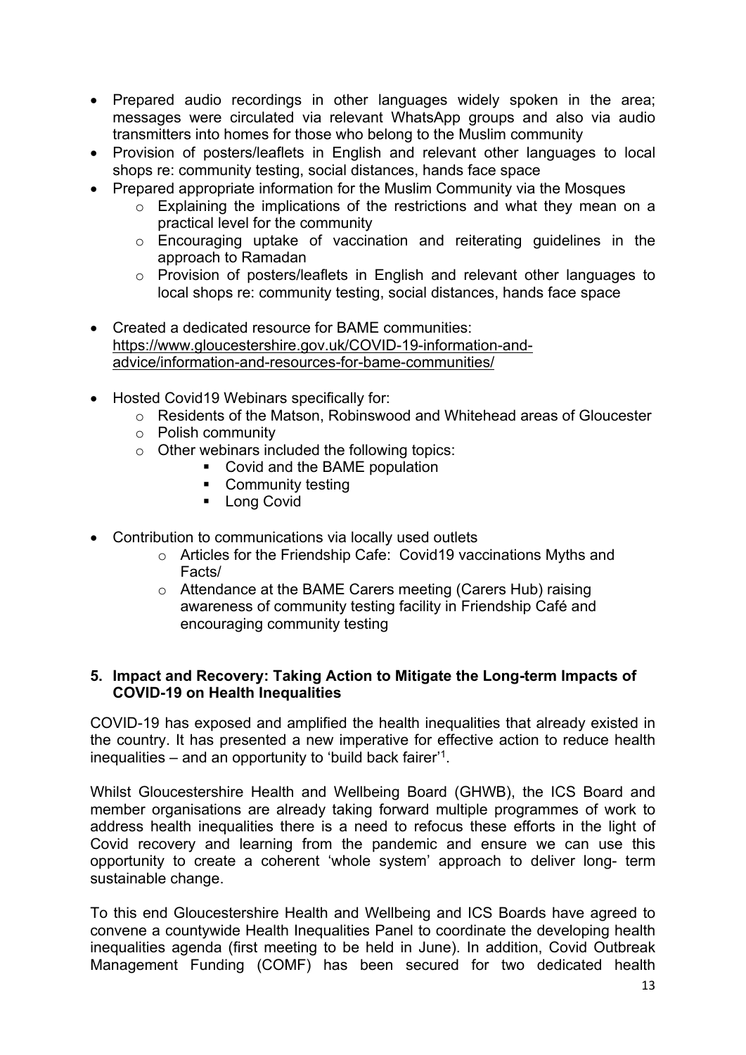- Prepared audio recordings in other languages widely spoken in the area; messages were circulated via relevant WhatsApp groups and also via audio transmitters into homes for those who belong to the Muslim community
- Provision of posters/leaflets in English and relevant other languages to local shops re: community testing, social distances, hands face space
- Prepared appropriate information for the Muslim Community via the Mosques
  - Explaining the implications of the restrictions and what they mean on a practical level for the community
  - Encouraging uptake of vaccination and reiterating guidelines in the approach to Ramadan
  - Provision of posters/leaflets in English and relevant other languages to local shops re: community testing, social distances, hands face space

- Created a dedicated resource for BAME communities: https://www.gloucestershire.gov.uk/COVID-19-information-and-advice/information-and-resources-for-bame-communities/

- Hosted Covid19 Webinars specifically for:
  - Residents of the Matson, Robinswood and Whitehead areas of Gloucester
  - Polish community
  - Other webinars included the following topics:
    - Covid and the BAME population
    - Community testing
    - Long Covid

- Contribution to communications via locally used outlets
  - Articles for the Friendship Cafe: Covid19 vaccinations Myths and Facts/
  - Attendance at the BAME Carers meeting (Carers Hub) raising awareness of community testing facility in Friendship Café and encouraging community testing

## 5. Impact and Recovery: Taking Action to Mitigate the Long-term Impacts of COVID-19 on Health Inequalities

COVID-19 has exposed and amplified the health inequalities that already existed in the country. It has presented a new imperative for effective action to reduce health inequalities – and an opportunity to 'build back fairer'[1].

Whilst Gloucestershire Health and Wellbeing Board (GHWB), the ICS Board and member organisations are already taking forward multiple programmes of work to address health inequalities there is a need to refocus these efforts in the light of Covid recovery and learning from the pandemic and ensure we can use this opportunity to create a coherent 'whole system' approach to deliver long- term sustainable change.

To this end Gloucestershire Health and Wellbeing and ICS Boards have agreed to convene a countywide Health Inequalities Panel to coordinate the developing health inequalities agenda (first meeting to be held in June). In addition, Covid Outbreak Management Funding (COMF) has been secured for two dedicated health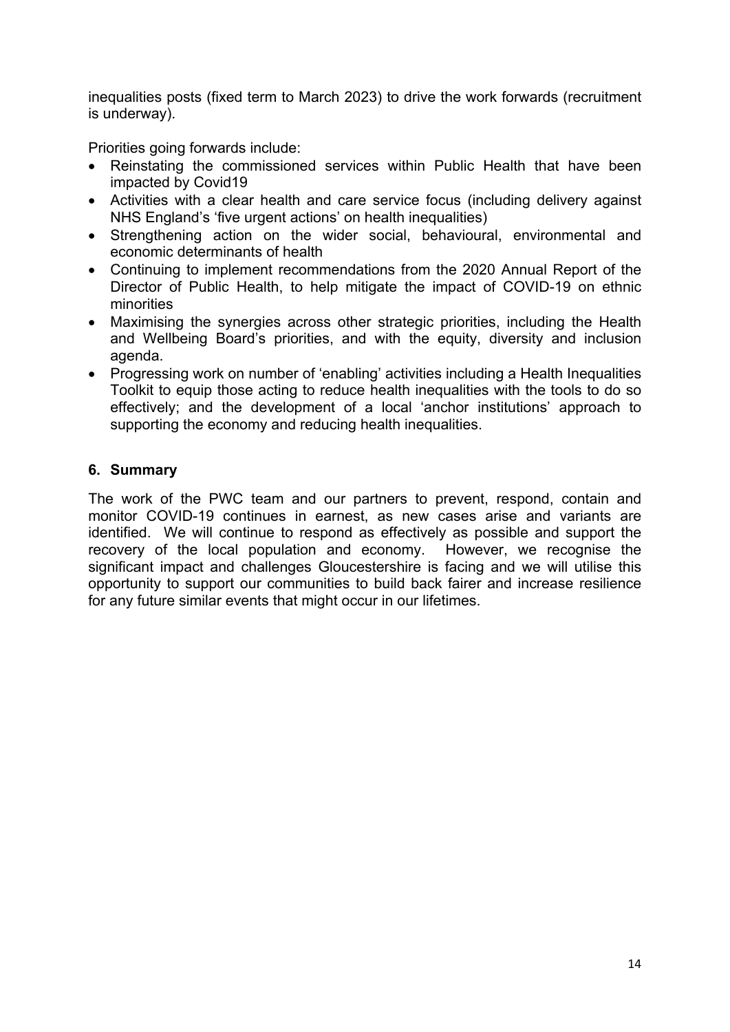inequalities posts (fixed term to March 2023) to drive the work forwards (recruitment is underway).

Priorities going forwards include:

- Reinstating the commissioned services within Public Health that have been impacted by Covid19
- Activities with a clear health and care service focus (including delivery against NHS England's 'five urgent actions' on health inequalities)
- Strengthening action on the wider social, behavioural, environmental and economic determinants of health
- Continuing to implement recommendations from the 2020 Annual Report of the Director of Public Health, to help mitigate the impact of COVID-19 on ethnic minorities
- Maximising the synergies across other strategic priorities, including the Health and Wellbeing Board's priorities, and with the equity, diversity and inclusion agenda.
- Progressing work on number of 'enabling' activities including a Health Inequalities Toolkit to equip those acting to reduce health inequalities with the tools to do so effectively; and the development of a local 'anchor institutions' approach to supporting the economy and reducing health inequalities.

## 6. Summary

The work of the PWC team and our partners to prevent, respond, contain and monitor COVID-19 continues in earnest, as new cases arise and variants are identified. We will continue to respond as effectively as possible and support the recovery of the local population and economy. However, we recognise the significant impact and challenges Gloucestershire is facing and we will utilise this opportunity to support our communities to build back fairer and increase resilience for any future similar events that might occur in our lifetimes.